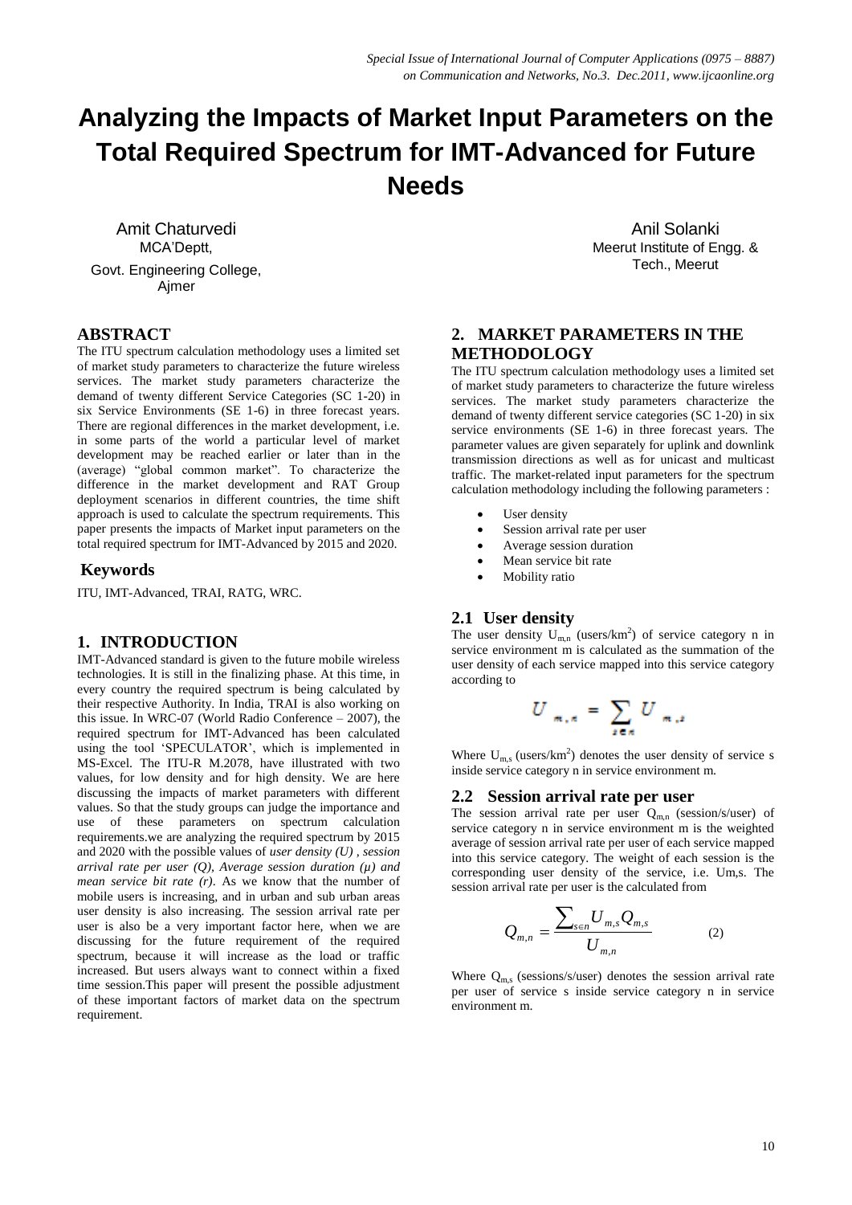# Analyzing the Impacts of Market Input Parameters on the Total Required Spectrum for IMT-Advanced for Future Needs

Amit Chaturvedi
MCA'Deptt,
Govt. Engineering College, Ajmer

Anil Solanki
Meerut Institute of Engg. & Tech., Meerut

## ABSTRACT

The ITU spectrum calculation methodology uses a limited set of market study parameters to characterize the future wireless services. The market study parameters characterize the demand of twenty different Service Categories (SC 1-20) in six Service Environments (SE 1-6) in three forecast years. There are regional differences in the market development, i.e. in some parts of the world a particular level of market development may be reached earlier or later than in the (average) "global common market". To characterize the difference in the market development and RAT Group deployment scenarios in different countries, the time shift approach is used to calculate the spectrum requirements. This paper presents the impacts of Market input parameters on the total required spectrum for IMT-Advanced by 2015 and 2020.

## Keywords

ITU, IMT-Advanced, TRAI, RATG, WRC.

## 1. INTRODUCTION

IMT-Advanced standard is given to the future mobile wireless technologies. It is still in the finalizing phase. At this time, in every country the required spectrum is being calculated by their respective Authority. In India, TRAI is also working on this issue. In WRC-07 (World Radio Conference – 2007), the required spectrum for IMT-Advanced has been calculated using the tool 'SPECULATOR', which is implemented in MS-Excel. The ITU-R M.2078, have illustrated with two values, for low density and for high density. We are here discussing the impacts of market parameters with different values. So that the study groups can judge the importance and use of these parameters on spectrum calculation requirements.we are analyzing the required spectrum by 2015 and 2020 with the possible values of *user density (U) , session arrival rate per user (Q), Average session duration (μ) and mean service bit rate (r)*. As we know that the number of mobile users is increasing, and in urban and sub urban areas user density is also increasing. The session arrival rate per user is also be a very important factor here, when we are discussing for the future requirement of the required spectrum, because it will increase as the load or traffic increased. But users always want to connect within a fixed time session.This paper will present the possible adjustment of these important factors of market data on the spectrum requirement.

## 2. MARKET PARAMETERS IN THE METHODOLOGY

The ITU spectrum calculation methodology uses a limited set of market study parameters to characterize the future wireless services. The market study parameters characterize the demand of twenty different service categories (SC 1-20) in six service environments (SE 1-6) in three forecast years. The parameter values are given separately for uplink and downlink transmission directions as well as for unicast and multicast traffic. The market-related input parameters for the spectrum calculation methodology including the following parameters :

- User density
- Session arrival rate per user
- Average session duration
- Mean service bit rate
- Mobility ratio

### 2.1 User density

The user density $U_{m,n}$ (users/km$^2$) of service category n in service environment m is calculated as the summation of the user density of each service mapped into this service category according to

$$U_{m,n} = \sum_{s \in n} U_{m,s}$$

Where $U_{m,s}$ (users/km$^2$) denotes the user density of service s inside service category n in service environment m.

### 2.2 Session arrival rate per user

The session arrival rate per user $Q_{m,n}$ (session/s/user) of service category n in service environment m is the weighted average of session arrival rate per user of each service mapped into this service category. The weight of each session is the corresponding user density of the service, i.e. Um,s. The session arrival rate per user is the calculated from

$$Q_{m,n} = \frac{\sum_{s \in n} U_{m,s} Q_{m,s}}{U_{m,n}} \qquad (2)$$

Where $Q_{m,s}$ (sessions/s/user) denotes the session arrival rate per user of service s inside service category n in service environment m.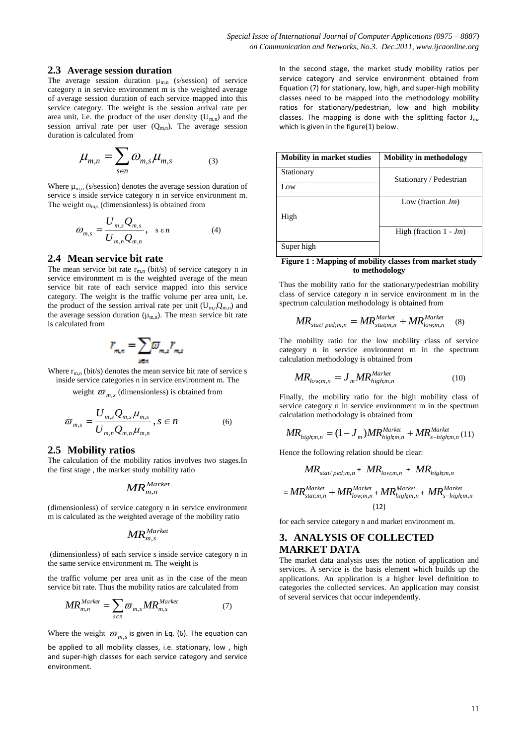## 2.3 Average session duration

The average session duration $\mu_{m,n}$ (s/session) of service category n in service environment m is the weighted average of average session duration of each service mapped into this service category. The weight is the session arrival rate per area unit, i.e. the product of the user density ($U_{m,n}$) and the session arrival rate per user ($Q_{m,n}$). The average session duration is calculated from

$$\mu_{m,n} = \sum_{s \in n} \omega_{m,s} \mu_{m,s} \qquad (3)$$

Where $\mu_{m,n}$ (s/session) denotes the average session duration of service s inside service category n in service environment m. The weight $\omega_{m,s}$ (dimensionless) is obtained from

$$\omega_{m,s} = \frac{U_{m,s} Q_{m,s}}{U_{m,n} Q_{m,n}}, \quad s \in n \qquad (4)$$

## 2.4 Mean service bit rate

The mean service bit rate $r_{m,n}$ (bit/s) of service category n in service environment m is the weighted average of the mean service bit rate of each service mapped into this service category. The weight is the traffic volume per area unit, i.e. the product of the session arrival rate per unit ($U_{m,n}Q_{m,n}$) and the average session duration ($\mu_{m,n}$). The mean service bit rate is calculated from

$$r_{m,n} = \sum_{s \in n} \varpi_{m,s} r_{m,s}$$

Where $r_{m,n}$ (bit/s) denotes the mean service bit rate of service s inside service categories n in service environment m. The weight $\varpi_{m,s}$ (dimensionless) is obtained from

$$\varpi_{m,s} = \frac{U_{m,s} Q_{m,s} \mu_{m,s}}{U_{m,n} Q_{m,n} \mu_{m,n}}, s \in n \qquad (6)$$

## 2.5 Mobility ratios

The calculation of the mobility ratios involves two stages.In the first stage , the market study mobility ratio

$$MR_{m,n}^{Market}$$

(dimensionless) of service category n in service environment m is calculated as the weighted average of the mobility ratio

$$MR_{m,s}^{Market}$$

(dimensionless) of each service s inside service category n in the same service environment m. The weight is

the traffic volume per area unit as in the case of the mean service bit rate. Thus the mobility ratios are calculated from

$$MR_{m,n}^{Market} = \sum_{s \in n} \varpi_{m,s} MR_{m,s}^{Market} \qquad (7)$$

Where the weight $\varpi_{m,s}$ is given in Eq. (6). The equation can be applied to all mobility classes, i.e. stationary, low , high and super-high classes for each service category and service environment.

In the second stage, the market study mobility ratios per service category and service environment obtained from Equation (7) for stationary, low, high, and super-high mobility classes need to be mapped into the methodology mobility ratios for stationary/pedestrian, low and high mobility classes. The mapping is done with the splitting factor $J_m$, which is given in the figure(1) below.

| Mobility in market studies | Mobility in methodology |
|---|---|
| Stationary | Stationary / Pedestrian |
| Low | |
| High | Low (fraction *Jm*) |
| | High (fraction 1 - *Jm*) |
| Super high | |

**Figure 1 : Mapping of mobility classes from market study to methodology**

Thus the mobility ratio for the stationary/pedestrian mobility class of service category n in service environment m in the spectrum calculation methodology is obtained from

$$MR_{stat/ped;m,n} = MR_{stat;m,n}^{Market} + MR_{low;m,n}^{Market} \qquad (8)$$

The mobility ratio for the low mobility class of service category n in service environment m in the spectrum calculation methodology is obtained from

$$MR_{low;m,n} = J_m MR_{high;m,n}^{Market} \qquad (10)$$

Finally, the mobility ratio for the high mobility class of service category n in service environment m in the spectrum calculation methodology is obtained from

$$MR_{high;m,n} = (1 - J_m) MR_{high;m,n}^{Market} + MR_{s-high;m,n}^{Market} \qquad (11)$$

Hence the following relation should be clear:

$$MR_{stat/ped;m,n} + MR_{low;m,n} + MR_{high;m,n}$$

$$= MR_{stat;m,n}^{Market} + MR_{low;m,n}^{Market} + MR_{high;m,n}^{Market} + MR_{s-high;m,n}^{Market} \qquad (12)$$

for each service category n and market environment m.

# 3. ANALYSIS OF COLLECTED MARKET DATA

The market data analysis uses the notion of application and services. A service is the basis element which builds up the applications. An application is a higher level definition to categories the collected services. An application may consist of several services that occur independently.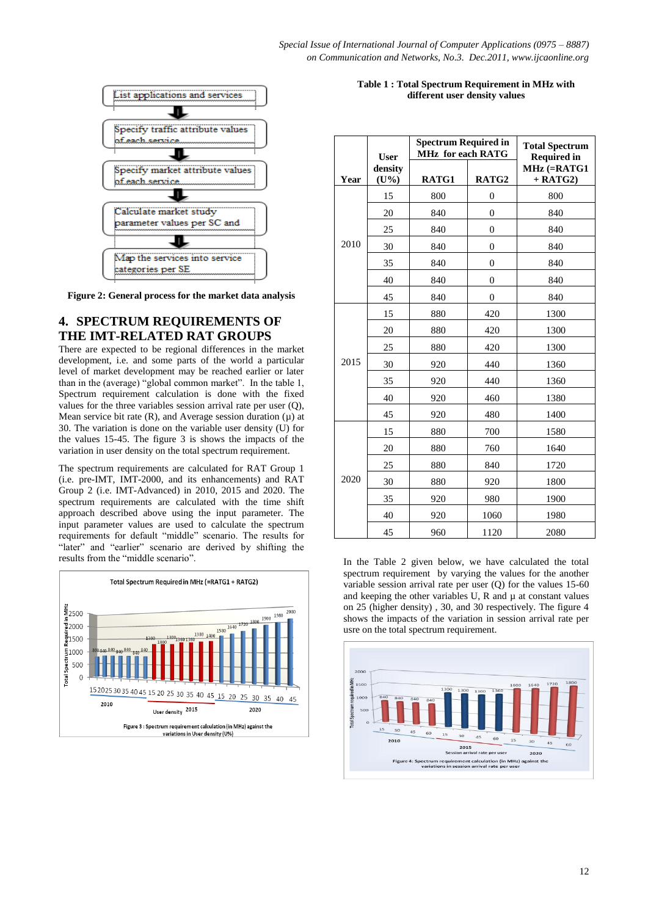Figure 2: General process for the market data analysis

## 4. SPECTRUM REQUIREMENTS OF THE IMT-RELATED RAT GROUPS

There are expected to be regional differences in the market development, i.e. and some parts of the world a particular level of market development may be reached earlier or later than in the (average) "global common market". In the table 1, Spectrum requirement calculation is done with the fixed values for the three variables session arrival rate per user (Q), Mean service bit rate (R), and Average session duration (μ) at 30. The variation is done on the variable user density (U) for the values 15-45. The figure 3 is shows the impacts of the variation in user density on the total spectrum requirement.

The spectrum requirements are calculated for RAT Group 1 (i.e. pre-IMT, IMT-2000, and its enhancements) and RAT Group 2 (i.e. IMT-Advanced) in 2010, 2015 and 2020. The spectrum requirements are calculated with the time shift approach described above using the input parameter. The input parameter values are used to calculate the spectrum requirements for default "middle" scenario. The results for "later" and "earlier" scenario are derived by shifting the results from the "middle scenario".

Figure 3 : Spectrum requirement calculation (in MHz) against the variations in User density (U%)

**Table 1 : Total Spectrum Requirement in MHz with different user density values**

| Year | User density (U%) | Spectrum Required in MHz for each RATG | | Total Spectrum Required in MHz (=RATG1 + RATG2) |
|---|---|---|---|---|
| | | RATG1 | RATG2 | |
| 2010 | 15 | 800 | 0 | 800 |
| | 20 | 840 | 0 | 840 |
| | 25 | 840 | 0 | 840 |
| | 30 | 840 | 0 | 840 |
| | 35 | 840 | 0 | 840 |
| | 40 | 840 | 0 | 840 |
| | 45 | 840 | 0 | 840 |
| 2015 | 15 | 880 | 420 | 1300 |
| | 20 | 880 | 420 | 1300 |
| | 25 | 880 | 420 | 1300 |
| | 30 | 920 | 440 | 1360 |
| | 35 | 920 | 440 | 1360 |
| | 40 | 920 | 460 | 1380 |
| | 45 | 920 | 480 | 1400 |
| 2020 | 15 | 880 | 700 | 1580 |
| | 20 | 880 | 760 | 1640 |
| | 25 | 880 | 840 | 1720 |
| | 30 | 880 | 920 | 1800 |
| | 35 | 920 | 980 | 1900 |
| | 40 | 920 | 1060 | 1980 |
| | 45 | 960 | 1120 | 2080 |

In the Table 2 given below, we have calculated the total spectrum requirement by varying the values for the another variable session arrival rate per user (Q) for the values 15-60 and keeping the other variables U, R and μ at constant values on 25 (higher density) , 30, and 30 respectively. The figure 4 shows the impacts of the variation in session arrival rate per usre on the total spectrum requirement.

Figure 4: Spectrum requirement calculation (in MHz) against the variations in session arrival rate per user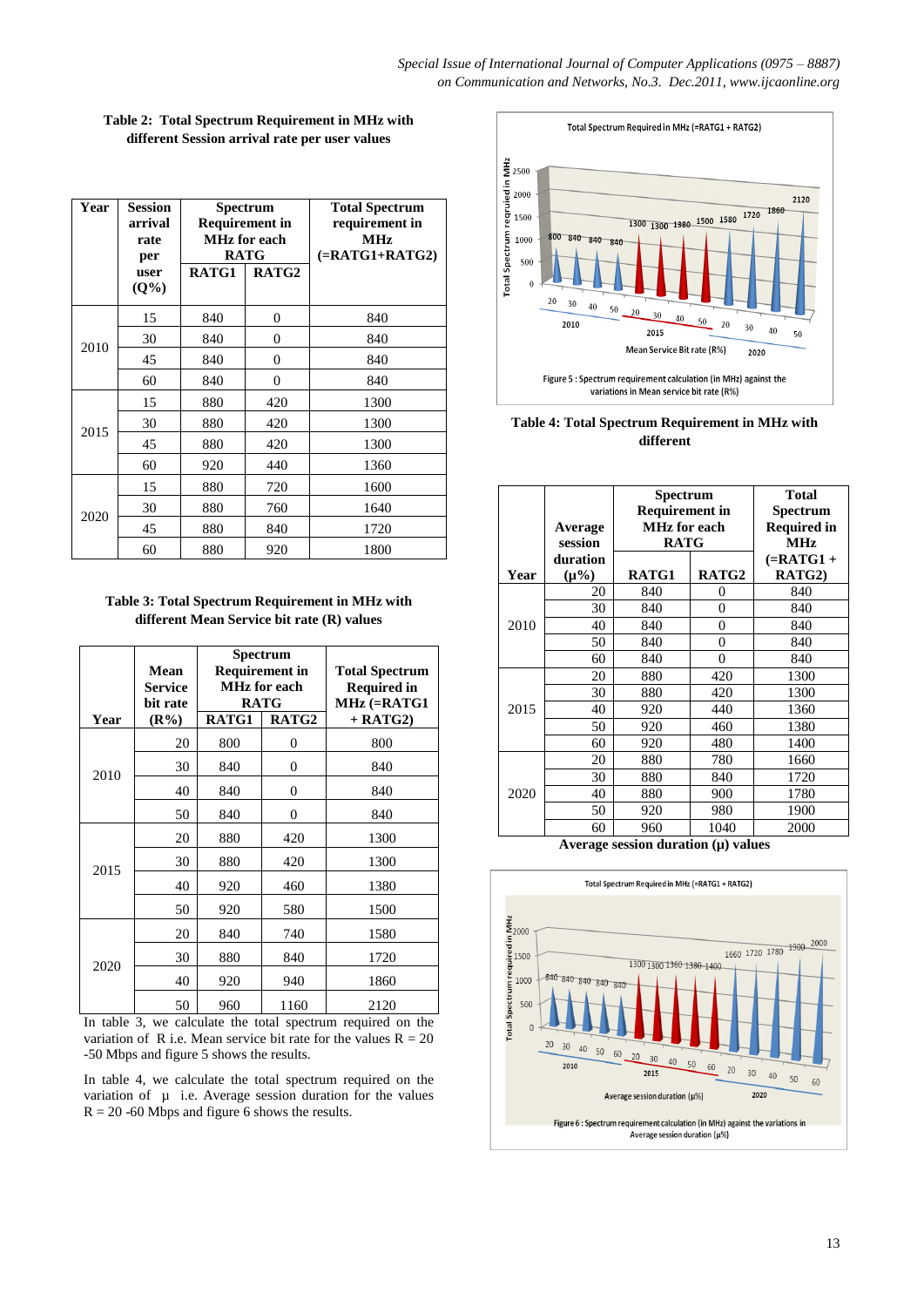**Table 2: Total Spectrum Requirement in MHz with different Session arrival rate per user values**

| Year | Session arrival rate per user (Q%) | Spectrum Requirement in MHz for each RATG | | Total Spectrum requirement in MHz (=RATG1+RATG2) |
|---|---|---|---|---|
| | | RATG1 | RATG2 | |
| 2010 | 15 | 840 | 0 | 840 |
| | 30 | 840 | 0 | 840 |
| | 45 | 840 | 0 | 840 |
| | 60 | 840 | 0 | 840 |
| 2015 | 15 | 880 | 420 | 1300 |
| | 30 | 880 | 420 | 1300 |
| | 45 | 880 | 420 | 1300 |
| | 60 | 920 | 440 | 1360 |
| 2020 | 15 | 880 | 720 | 1600 |
| | 30 | 880 | 760 | 1640 |
| | 45 | 880 | 840 | 1720 |
| | 60 | 880 | 920 | 1800 |

**Table 3: Total Spectrum Requirement in MHz with different Mean Service bit rate (R) values**

| Year | Mean Service bit rate (R%) | Spectrum Requirement in MHz for each RATG | | Total Spectrum Required in MHz (=RATG1 + RATG2) |
|---|---|---|---|---|
| | | RATG1 | RATG2 | |
| 2010 | 20 | 800 | 0 | 800 |
| | 30 | 840 | 0 | 840 |
| | 40 | 840 | 0 | 840 |
| | 50 | 840 | 0 | 840 |
| 2015 | 20 | 880 | 420 | 1300 |
| | 30 | 880 | 420 | 1300 |
| | 40 | 920 | 460 | 1380 |
| | 50 | 920 | 580 | 1500 |
| 2020 | 20 | 840 | 740 | 1580 |
| | 30 | 880 | 840 | 1720 |
| | 40 | 920 | 940 | 1860 |
| | 50 | 960 | 1160 | 2120 |

In table 3, we calculate the total spectrum required on the variation of R i.e. Mean service bit rate for the values R = 20 -50 Mbps and figure 5 shows the results.

In table 4, we calculate the total spectrum required on the variation of µ i.e. Average session duration for the values R = 20 -60 Mbps and figure 6 shows the results.

Figure 5 : Spectrum requirement calculation (in MHz) against the variations in Mean service bit rate (R%)

**Table 4: Total Spectrum Requirement in MHz with different Average session duration (µ) values**

| Year | Average session duration (µ%) | Spectrum Requirement in MHz for each RATG | | Total Spectrum Required in MHz (=RATG1 + RATG2) |
|---|---|---|---|---|
| | | RATG1 | RATG2 | |
| 2010 | 20 | 840 | 0 | 840 |
| | 30 | 840 | 0 | 840 |
| | 40 | 840 | 0 | 840 |
| | 50 | 840 | 0 | 840 |
| | 60 | 840 | 0 | 840 |
| 2015 | 20 | 880 | 420 | 1300 |
| | 30 | 880 | 420 | 1300 |
| | 40 | 920 | 440 | 1360 |
| | 50 | 920 | 460 | 1380 |
| | 60 | 920 | 480 | 1400 |
| 2020 | 20 | 880 | 780 | 1660 |
| | 30 | 880 | 840 | 1720 |
| | 40 | 880 | 900 | 1780 |
| | 50 | 920 | 980 | 1900 |
| | 60 | 960 | 1040 | 2000 |

Figure 6 : Spectrum requirement calculation (in MHz) against the variations in Average session duration (µ%)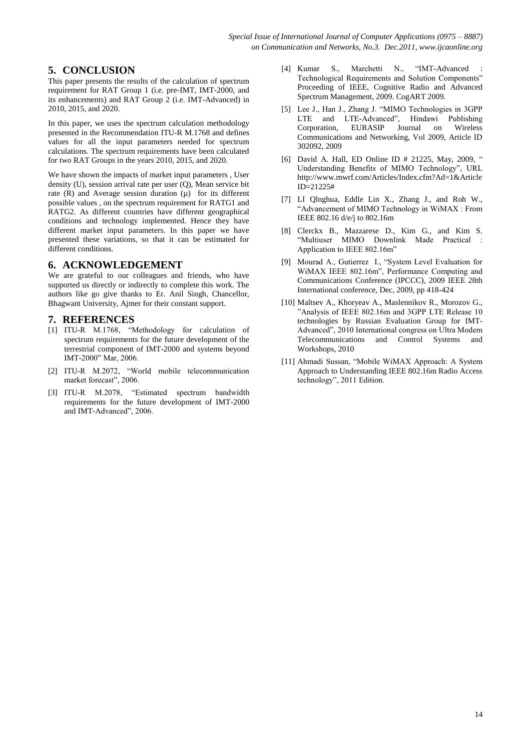## 5. CONCLUSION

This paper presents the results of the calculation of spectrum requirement for RAT Group 1 (i.e. pre-IMT, IMT-2000, and its enhancements) and RAT Group 2 (i.e. IMT-Advanced) in 2010, 2015, and 2020.

In this paper, we uses the spectrum calculation methodology presented in the Recommendation ITU-R M.1768 and defines values for all the input parameters needed for spectrum calculations. The spectrum requirements have been calculated for two RAT Groups in the years 2010, 2015, and 2020.

We have shown the impacts of market input parameters , User density (U), session arrival rate per user (Q), Mean service bit rate (R) and Average session duration (μ) for its different possible values , on the spectrum requirement for RATG1 and RATG2. As different countries have different geographical conditions and technology implemented. Hence they have different market input parameters. In this paper we have presented these variations, so that it can be estimated for different conditions.

## 6. ACKNOWLEDGEMENT

We are grateful to our colleagues and friends, who have supported us directly or indirectly to complete this work. The authors like go give thanks to Er. Anil Singh, Chancellor, Bhagwant University, Ajmer for their constant support.

## 7. REFERENCES

[1] ITU-R M.1768, "Methodology for calculation of spectrum requirements for the future development of the terrestrial component of IMT-2000 and systems beyond IMT-2000" Mar, 2006.

[2] ITU-R M.2072, "World mobile telecommunication market forecast", 2006.

[3] ITU-R M.2078, "Estimated spectrum bandwidth requirements for the future development of IMT-2000 and IMT-Advanced", 2006.

[4] Kumar S., Marchetti N., "IMT-Advanced : Technological Requirements and Solution Components" Proceeding of IEEE, Cognitive Radio and Advanced Spectrum Management, 2009. CogART 2009.

[5] Lee J., Han J., Zhang J. "MIMO Technologies in 3GPP LTE and LTE-Advanced", Hindawi Publishing Corporation, EURASIP Journal on Wireless Communications and Networking, Vol 2009, Article ID 302092, 2009

[6] David A. Hall, ED Online ID # 21225, May, 2009, " Understanding Benefits of MIMO Technology", URL http://www.mwrf.com/Articles/Index.cfm?Ad=1&ArticleID=21225#

[7] LI Qlnghua, Eddle Lin X., Zhang J., and Roh W., "Advancement of MIMO Technology in WiMAX : From IEEE 802.16 d/e/j to 802.16m

[8] Clerckx B., Mazzarese D., Kim G., and Kim S. "Multiuser MIMO Downlink Made Practical : Application to IEEE 802.16m"

[9] Mourad A., Gutierrez I., "System Level Evaluation for WiMAX IEEE 802.16m", Performance Computing and Communications Conference (IPCCC), 2009 IEEE 28th International conference, Dec, 2009, pp 418-424

[10] Maltsev A., Khoryeav A., Maslennikov R., Morozov G., "Analysis of IEEE 802.16m and 3GPP LTE Release 10 technologies by Russian Evaluation Group for IMT-Advanced", 2010 International congress on Ultra Modem Telecommunications and Control Systems and Workshops, 2010

[11] Ahmadi Sussan, "Mobile WiMAX Approach: A System Approach to Understanding IEEE 802.16m Radio Access technology", 2011 Edition.